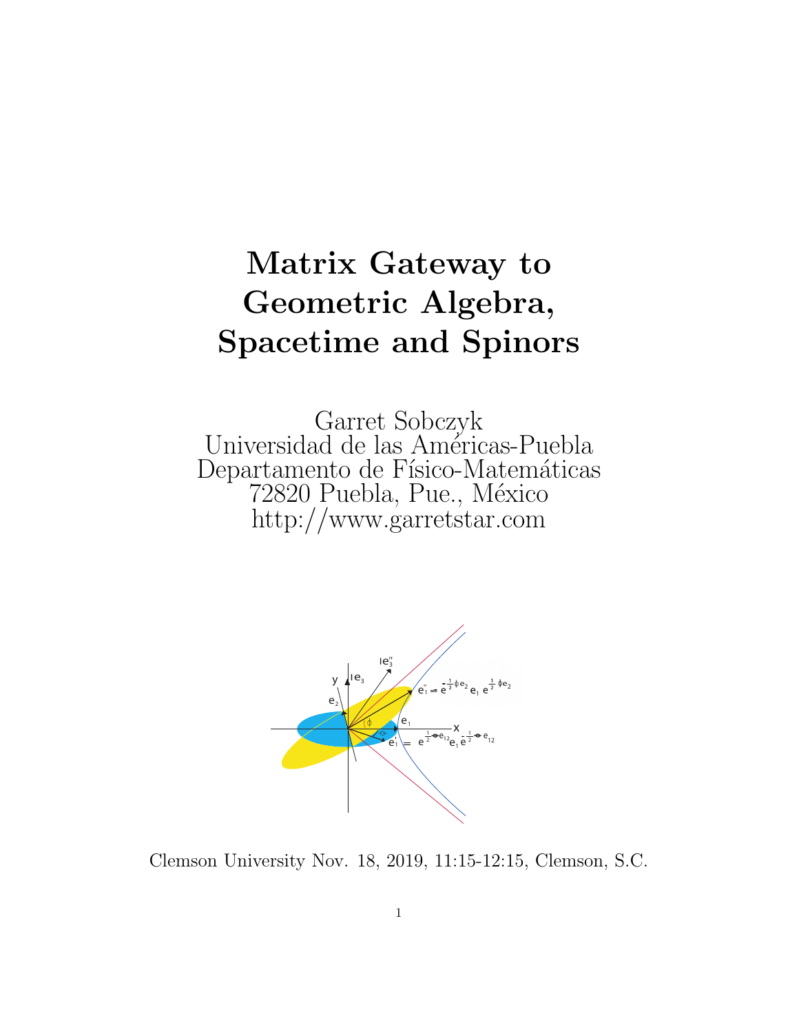# Matrix Gateway to Geometric Algebra, Spacetime and Spinors

Garret Sobczyk
Universidad de las Américas-Puebla
Departamento de Físico-Matemáticas
72820 Puebla, Pue., México
http://www.garretstar.com

Clemson University Nov. 18, 2019, 11:15-12:15, Clemson, S.C.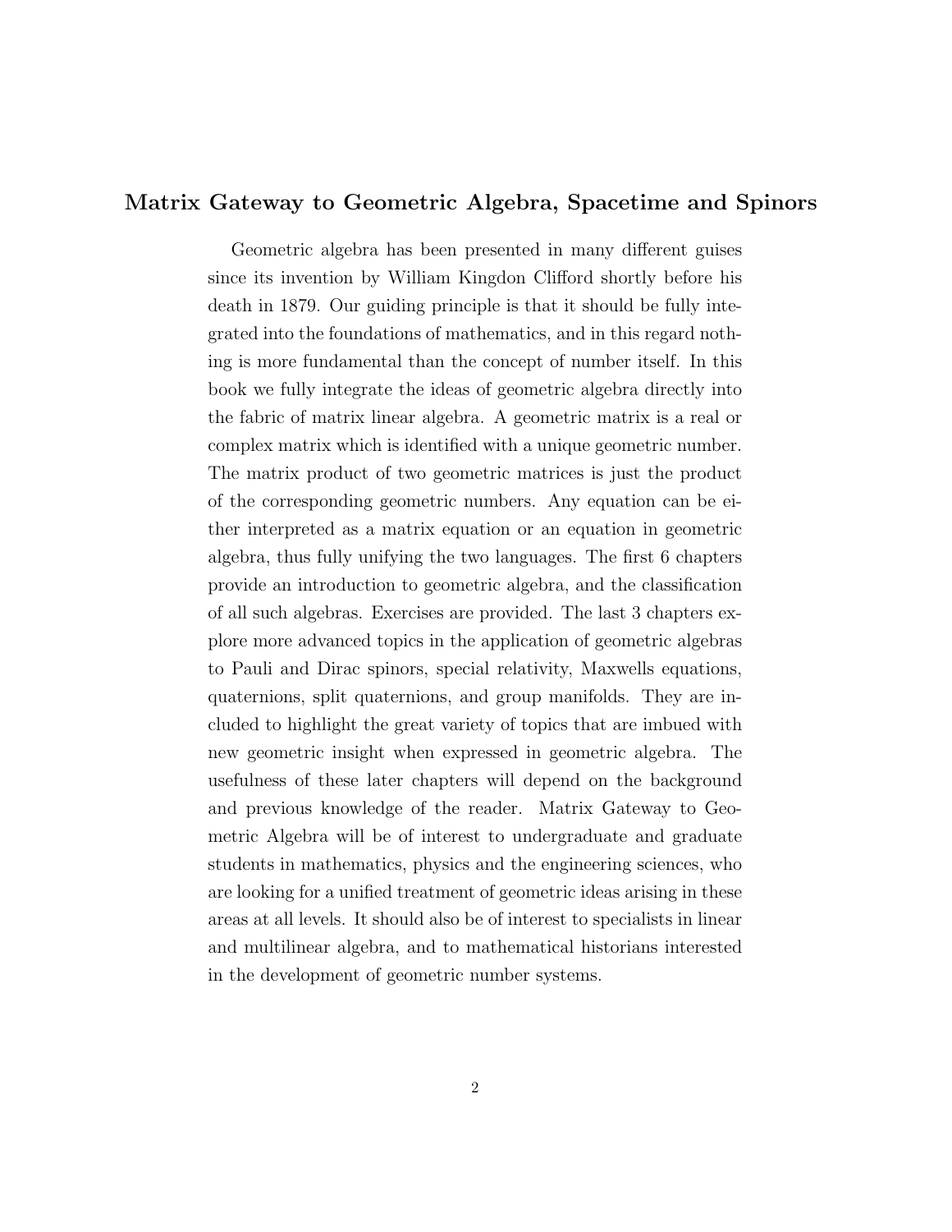## Matrix Gateway to Geometric Algebra, Spacetime and Spinors

Geometric algebra has been presented in many different guises since its invention by William Kingdon Clifford shortly before his death in 1879. Our guiding principle is that it should be fully integrated into the foundations of mathematics, and in this regard nothing is more fundamental than the concept of number itself. In this book we fully integrate the ideas of geometric algebra directly into the fabric of matrix linear algebra. A geometric matrix is a real or complex matrix which is identified with a unique geometric number. The matrix product of two geometric matrices is just the product of the corresponding geometric numbers. Any equation can be either interpreted as a matrix equation or an equation in geometric algebra, thus fully unifying the two languages. The first 6 chapters provide an introduction to geometric algebra, and the classification of all such algebras. Exercises are provided. The last 3 chapters explore more advanced topics in the application of geometric algebras to Pauli and Dirac spinors, special relativity, Maxwells equations, quaternions, split quaternions, and group manifolds. They are included to highlight the great variety of topics that are imbued with new geometric insight when expressed in geometric algebra. The usefulness of these later chapters will depend on the background and previous knowledge of the reader. Matrix Gateway to Geometric Algebra will be of interest to undergraduate and graduate students in mathematics, physics and the engineering sciences, who are looking for a unified treatment of geometric ideas arising in these areas at all levels. It should also be of interest to specialists in linear and multilinear algebra, and to mathematical historians interested in the development of geometric number systems.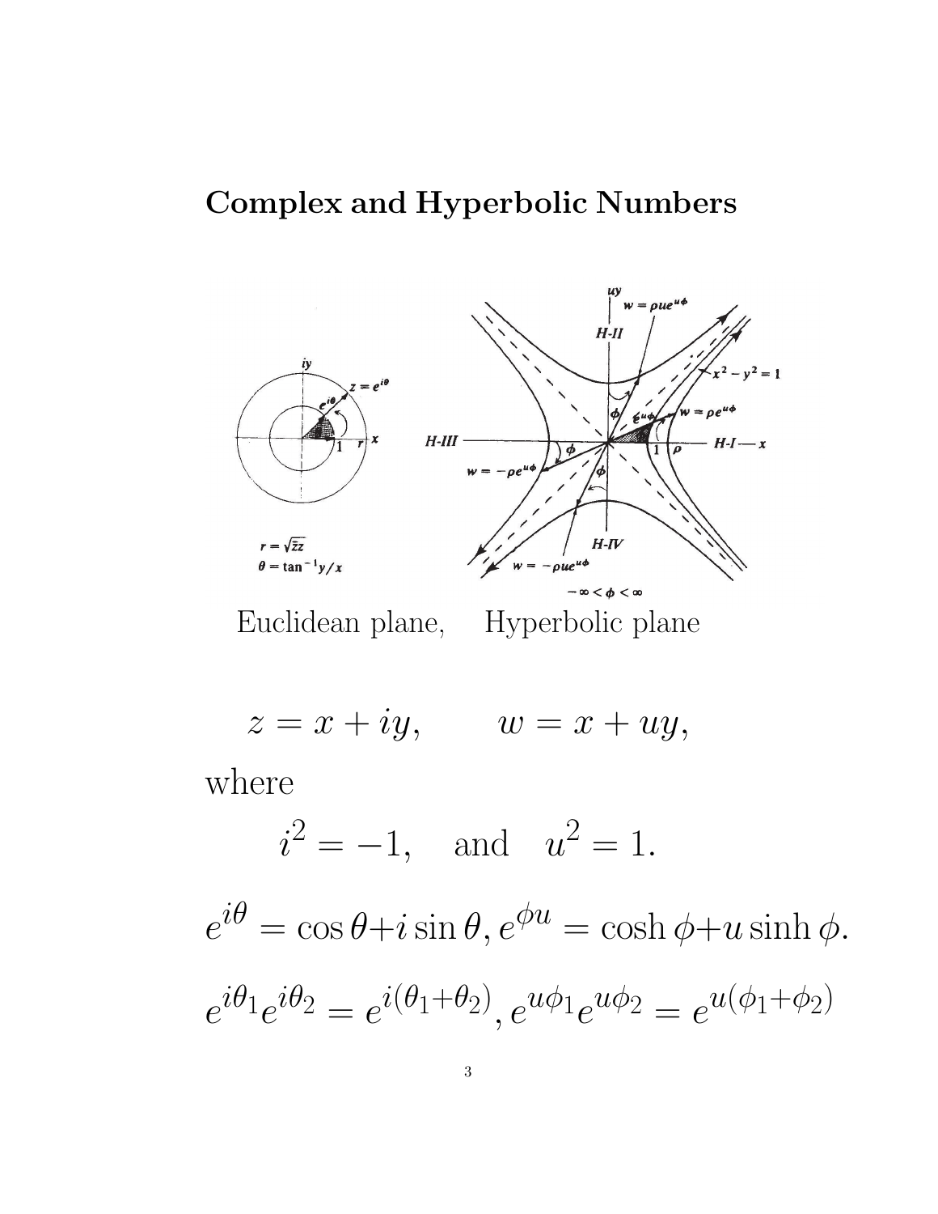# Complex and Hyperbolic Numbers

Euclidean plane, Hyperbolic plane

$$z = x + iy, \qquad w = x + uy,$$

where

$$i^2 = -1, \quad \text{and} \quad u^2 = 1.$$

$$e^{i\theta} = \cos\theta + i\sin\theta, e^{\phi u} = \cosh\phi + u\sinh\phi.$$

$$e^{i\theta_1}e^{i\theta_2} = e^{i(\theta_1+\theta_2)}, e^{u\phi_1}e^{u\phi_2} = e^{u(\phi_1+\phi_2)}$$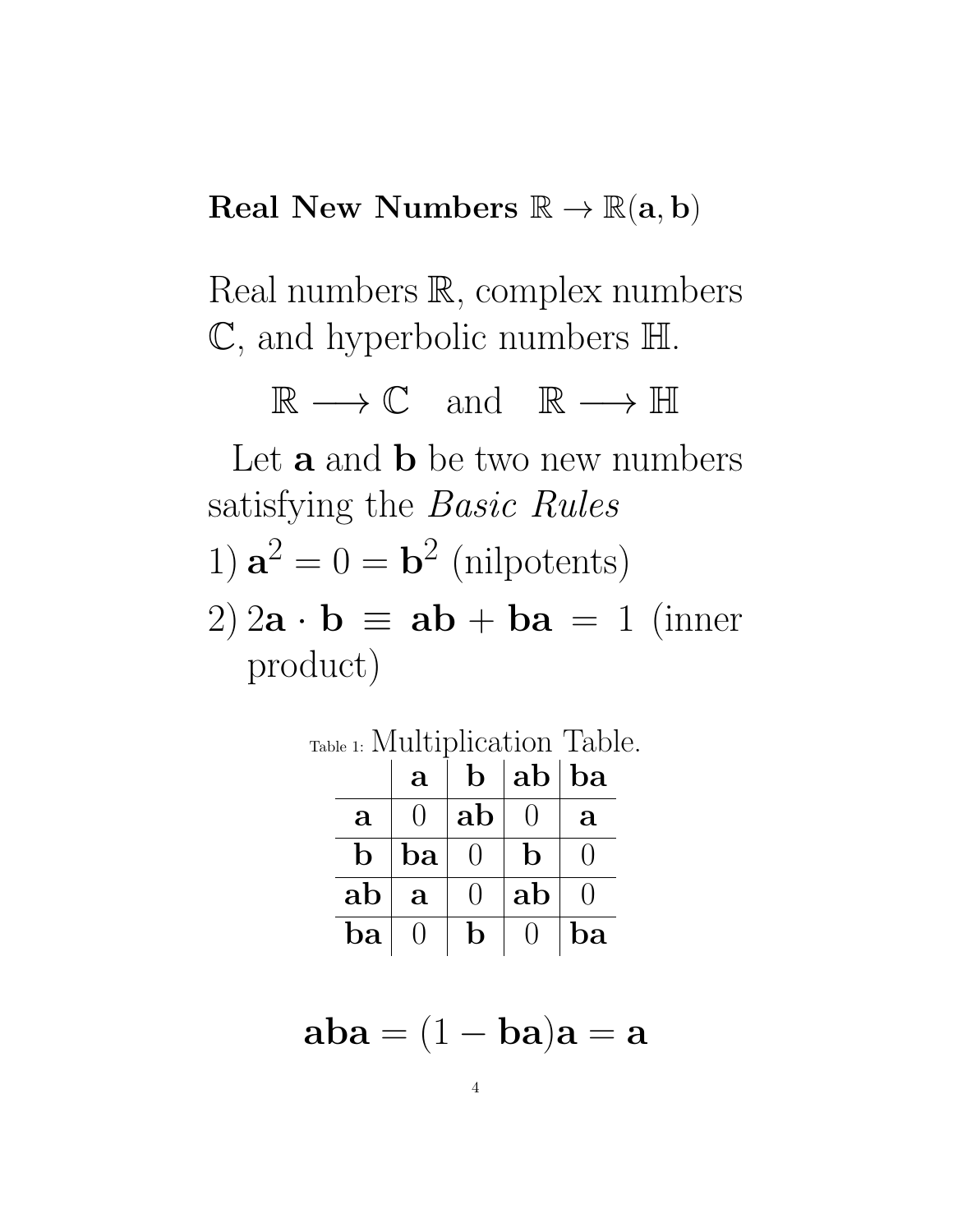**Real New Numbers $\mathbb{R} \to \mathbb{R}(\mathbf{a}, \mathbf{b})$**

Real numbers $\mathbb{R}$, complex numbers $\mathbb{C}$, and hyperbolic numbers $\mathbb{H}$.

$$\mathbb{R} \longrightarrow \mathbb{C} \quad \text{and} \quad \mathbb{R} \longrightarrow \mathbb{H}$$

Let $\mathbf{a}$ and $\mathbf{b}$ be two new numbers satisfying the *Basic Rules*

1) $\mathbf{a}^2 = 0 = \mathbf{b}^2$ (nilpotents)

2) $2\mathbf{a} \cdot \mathbf{b} \equiv \mathbf{ab} + \mathbf{ba} = 1$ (inner product)

Table 1: Multiplication Table.

| | $\mathbf{a}$ | $\mathbf{b}$ | $\mathbf{ab}$ | $\mathbf{ba}$ |
|---|---|---|---|---|
| $\mathbf{a}$ | 0 | $\mathbf{ab}$ | 0 | $\mathbf{a}$ |
| $\mathbf{b}$ | $\mathbf{ba}$ | 0 | $\mathbf{b}$ | 0 |
| $\mathbf{ab}$ | $\mathbf{a}$ | 0 | $\mathbf{ab}$ | 0 |
| $\mathbf{ba}$ | 0 | $\mathbf{b}$ | 0 | $\mathbf{ba}$ |

$$\mathbf{aba} = (1 - \mathbf{ba})\mathbf{a} = \mathbf{a}$$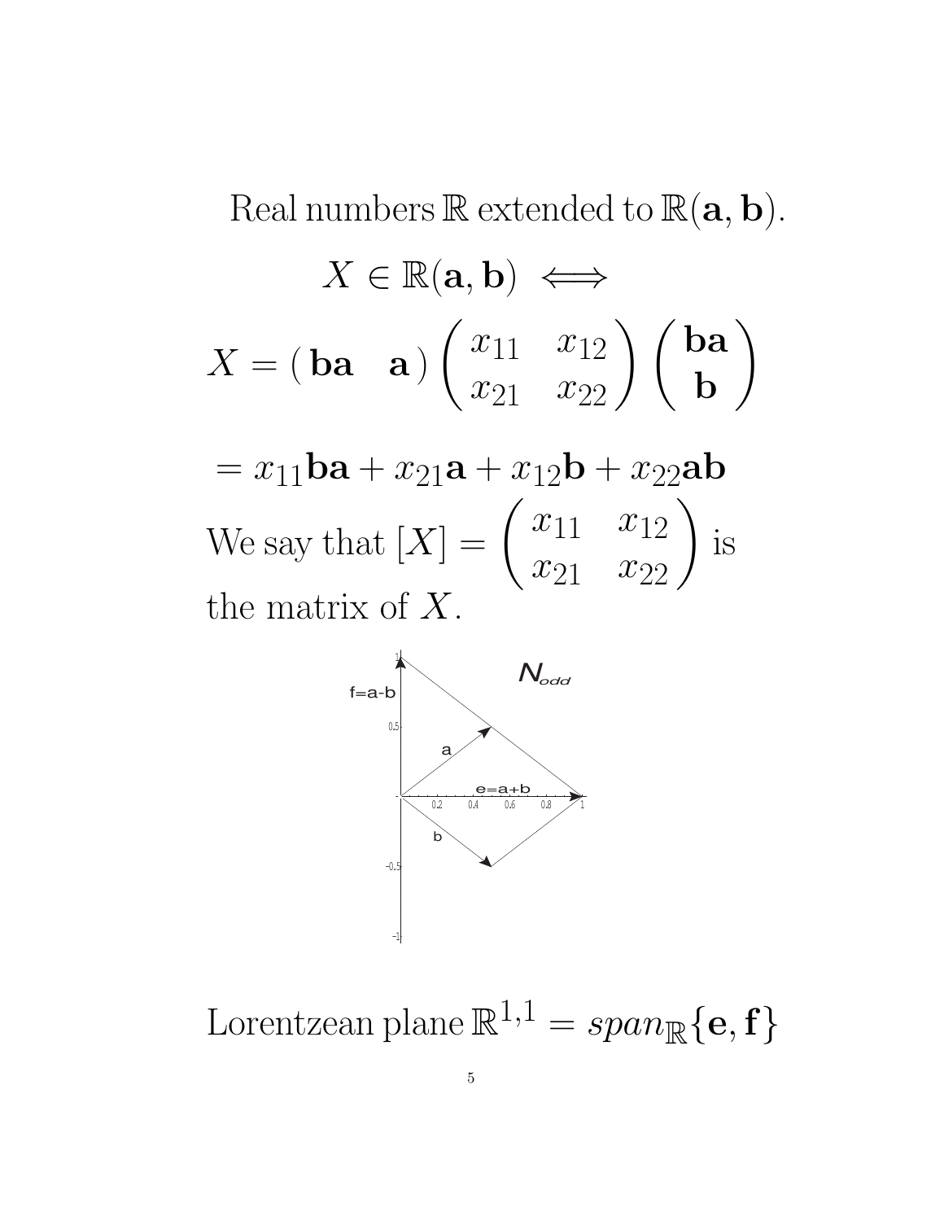Real numbers $\mathbb{R}$ extended to $\mathbb{R}(\mathbf{a}, \mathbf{b})$.

$$X \in \mathbb{R}(\mathbf{a}, \mathbf{b}) \iff$$

$$X = \begin{pmatrix} \mathbf{ba} & \mathbf{a} \end{pmatrix} \begin{pmatrix} x_{11} & x_{12} \\ x_{21} & x_{22} \end{pmatrix} \begin{pmatrix} \mathbf{ba} \\ \mathbf{b} \end{pmatrix}$$

$$= x_{11}\mathbf{ba} + x_{21}\mathbf{a} + x_{12}\mathbf{b} + x_{22}\mathbf{ab}$$

We say that $[X] = \begin{pmatrix} x_{11} & x_{12} \\ x_{21} & x_{22} \end{pmatrix}$ is the matrix of $X$.

Lorentzean plane $\mathbb{R}^{1,1} = span_{\mathbb{R}}\{\mathbf{e}, \mathbf{f}\}$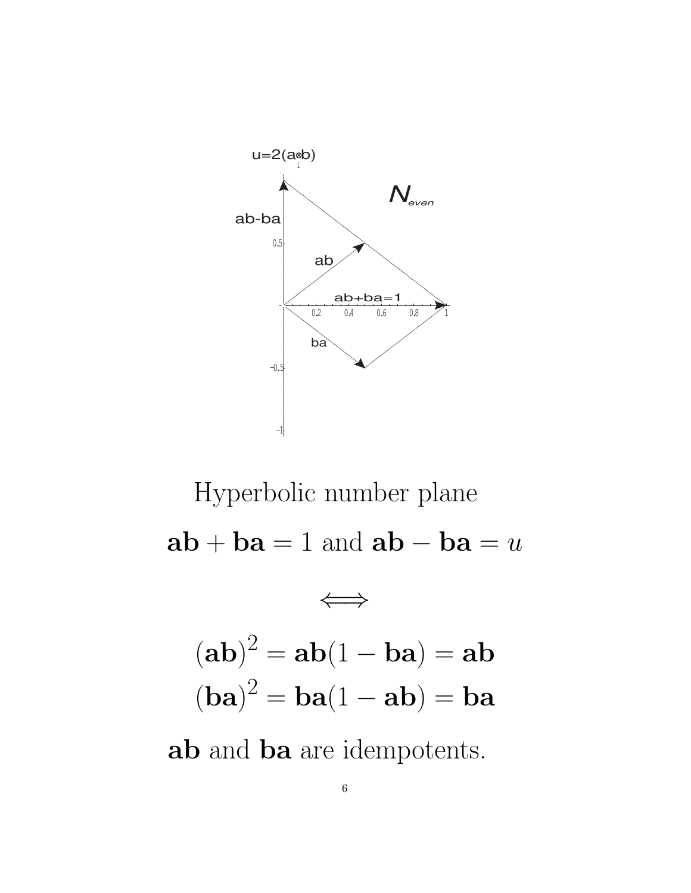Hyperbolic number plane

$$\mathbf{ab} + \mathbf{ba} = 1 \text{ and } \mathbf{ab} - \mathbf{ba} = u$$

$$\Longleftrightarrow$$

$$(\mathbf{ab})^2 = \mathbf{ab}(1 - \mathbf{ba}) = \mathbf{ab}$$
$$(\mathbf{ba})^2 = \mathbf{ba}(1 - \mathbf{ab}) = \mathbf{ba}$$

**ab** and **ba** are idempotents.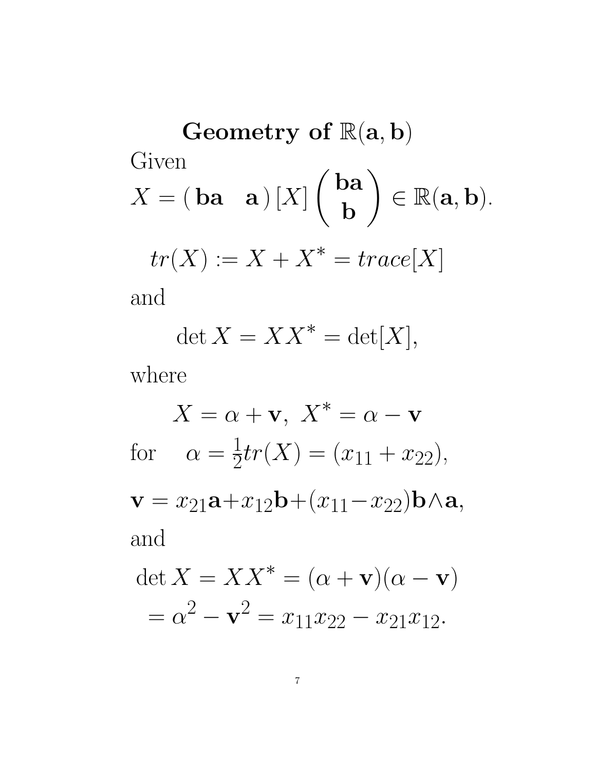# Geometry of $\mathbb{R}(\mathbf{a},\mathbf{b})$

Given

$$X = \begin{pmatrix} \mathbf{ba} & \mathbf{a} \end{pmatrix} [X] \begin{pmatrix} \mathbf{ba} \\ \mathbf{b} \end{pmatrix} \in \mathbb{R}(\mathbf{a},\mathbf{b}).$$

$$tr(X) := X + X^* = trace[X]$$

and

$$\det X = XX^* = \det[X],$$

where

$$X = \alpha + \mathbf{v}, \ X^* = \alpha - \mathbf{v}$$

for $\quad \alpha = \frac{1}{2} tr(X) = (x_{11} + x_{22}),$

$$\mathbf{v} = x_{21}\mathbf{a} + x_{12}\mathbf{b} + (x_{11} - x_{22})\mathbf{b}\wedge\mathbf{a},$$

and

$$\det X = XX^* = (\alpha + \mathbf{v})(\alpha - \mathbf{v})$$
$$= \alpha^2 - \mathbf{v}^2 = x_{11}x_{22} - x_{21}x_{12}.$$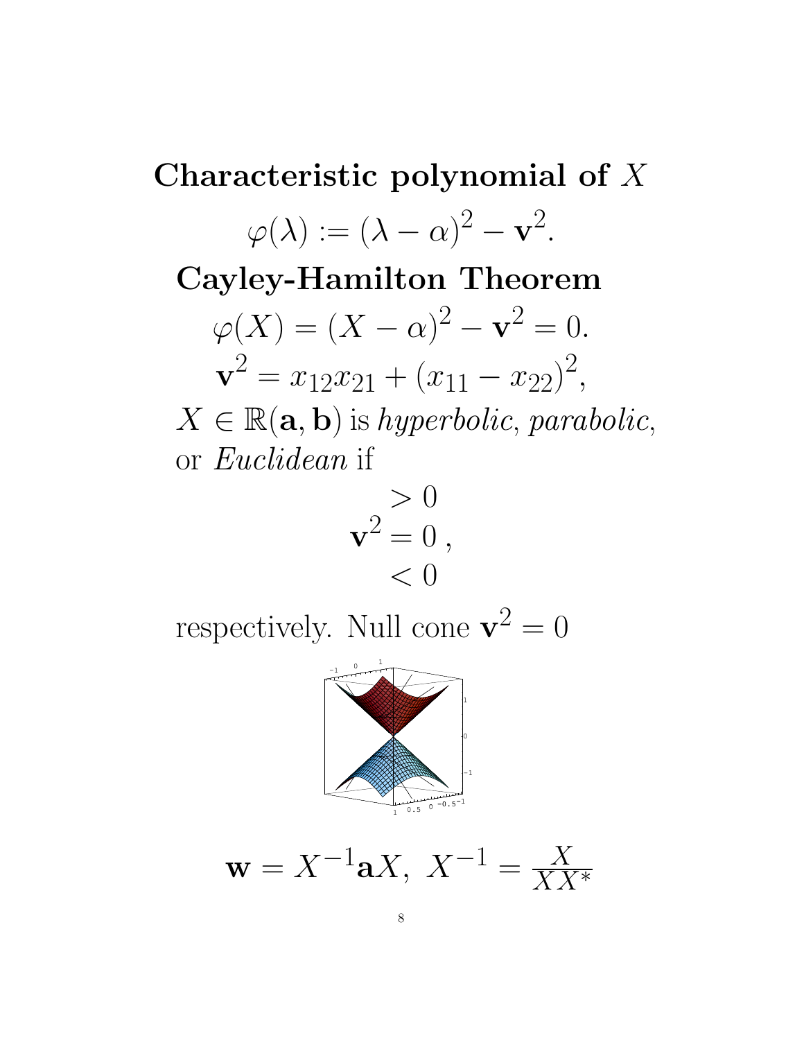## Characteristic polynomial of $X$

$$\varphi(\lambda) := (\lambda - \alpha)^2 - \mathbf{v}^2.$$

## Cayley-Hamilton Theorem

$$\varphi(X) = (X - \alpha)^2 - \mathbf{v}^2 = 0.$$

$$\mathbf{v}^2 = x_{12}x_{21} + (x_{11} - x_{22})^2,$$

$X \in \mathbb{R}(\mathbf{a}, \mathbf{b})$ is *hyperbolic*, *parabolic*, or *Euclidean* if

$$\mathbf{v}^2 \begin{matrix} > 0 \\ = 0 \\ < 0 \end{matrix},$$

respectively. Null cone $\mathbf{v}^2 = 0$

$$\mathbf{w} = X^{-1}\mathbf{a}X, \ X^{-1} = \frac{X}{XX^*}$$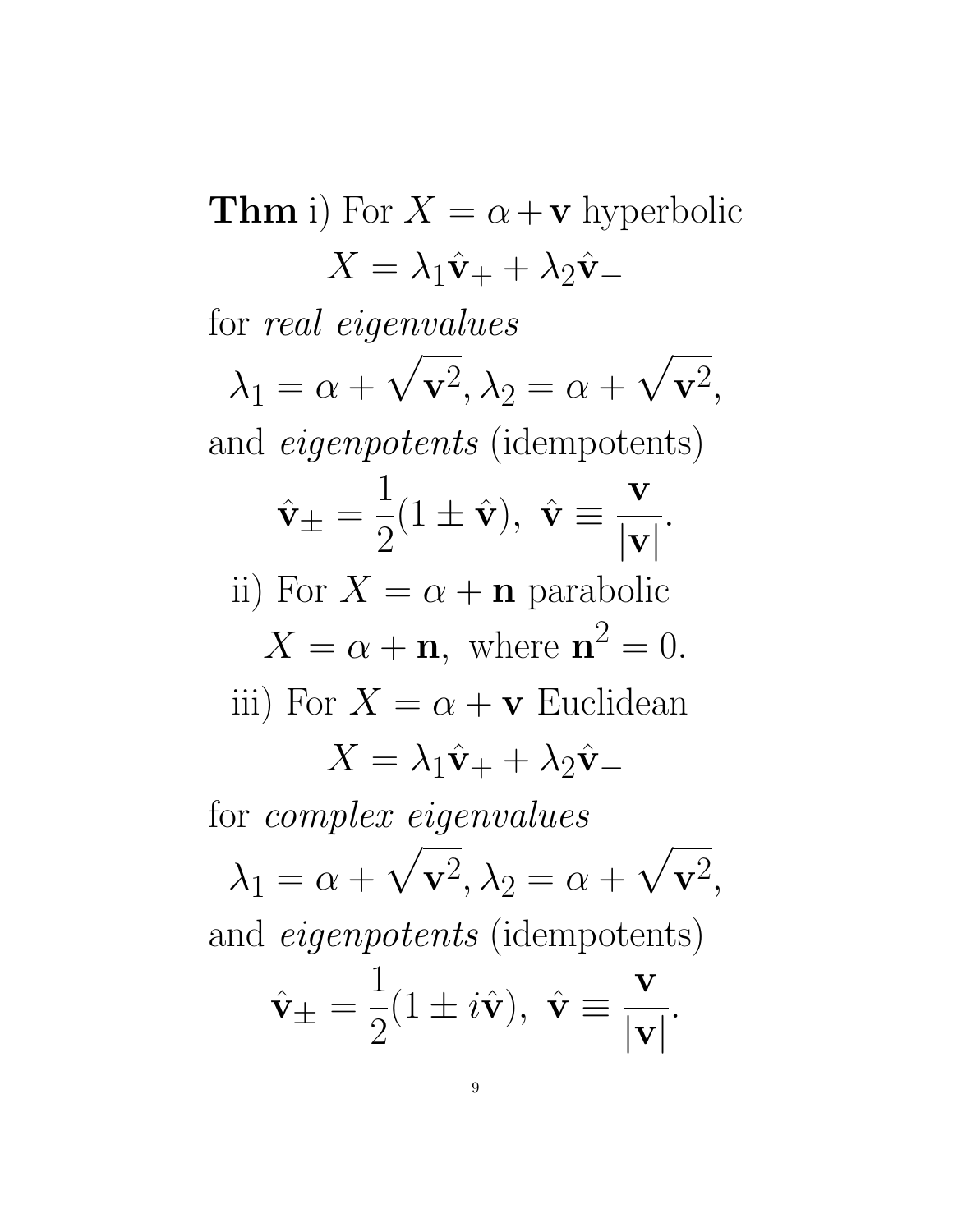**Thm** i) For $X = \alpha + \mathbf{v}$ hyperbolic

$$X = \lambda_1 \hat{\mathbf{v}}_+ + \lambda_2 \hat{\mathbf{v}}_-$$

for *real eigenvalues*

$$\lambda_1 = \alpha + \sqrt{\mathbf{v}^2}, \lambda_2 = \alpha + \sqrt{\mathbf{v}^2},$$

and *eigenpotents* (idempotents)

$$\hat{\mathbf{v}}_\pm = \frac{1}{2}(1 \pm \hat{\mathbf{v}}),\ \hat{\mathbf{v}} \equiv \frac{\mathbf{v}}{|\mathbf{v}|}.$$

ii) For $X = \alpha + \mathbf{n}$ parabolic

$$X = \alpha + \mathbf{n},\ \text{where } \mathbf{n}^2 = 0.$$

iii) For $X = \alpha + \mathbf{v}$ Euclidean

$$X = \lambda_1 \hat{\mathbf{v}}_+ + \lambda_2 \hat{\mathbf{v}}_-$$

for *complex eigenvalues*

$$\lambda_1 = \alpha + \sqrt{\mathbf{v}^2}, \lambda_2 = \alpha + \sqrt{\mathbf{v}^2},$$

and *eigenpotents* (idempotents)

$$\hat{\mathbf{v}}_\pm = \frac{1}{2}(1 \pm i\hat{\mathbf{v}}),\ \hat{\mathbf{v}} \equiv \frac{\mathbf{v}}{|\mathbf{v}|}.$$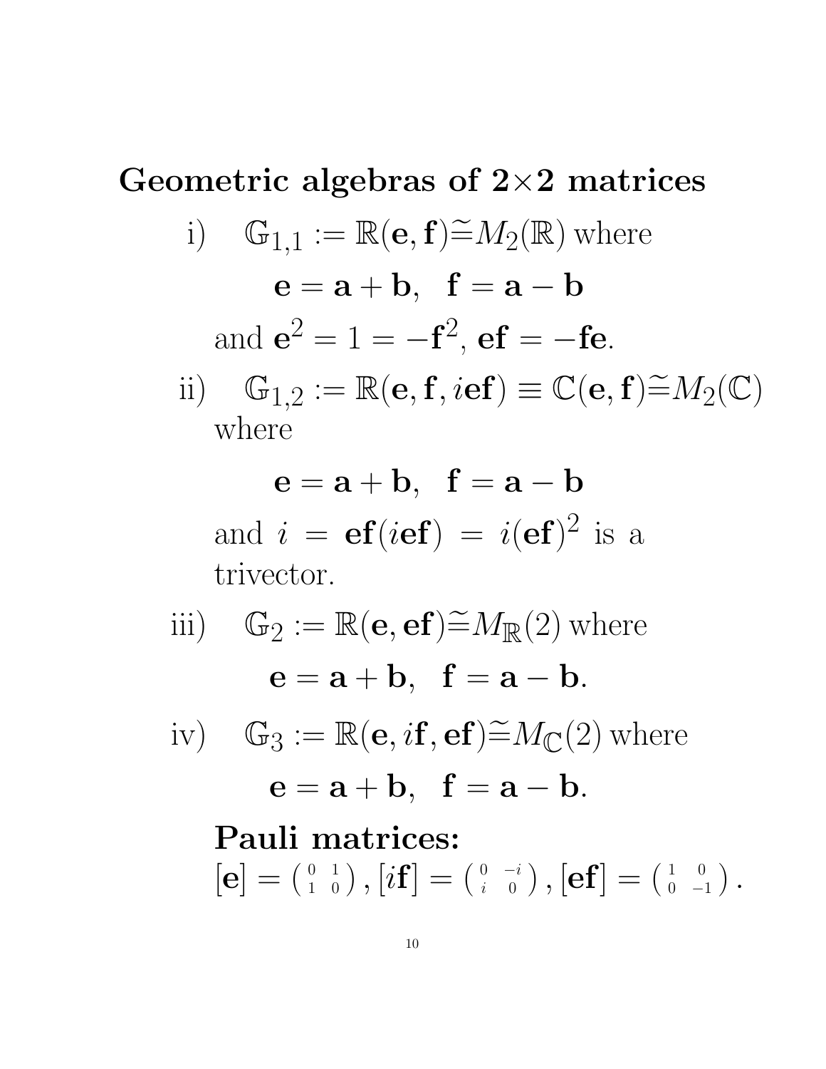## Geometric algebras of 2×2 matrices

i) $\mathbb{G}_{1,1} := \mathbb{R}(\mathbf{e},\mathbf{f}) \widetilde{=} M_2(\mathbb{R})$ where

$$\mathbf{e} = \mathbf{a}+\mathbf{b}, \quad \mathbf{f} = \mathbf{a}-\mathbf{b}$$

and $\mathbf{e}^2 = 1 = -\mathbf{f}^2$, $\mathbf{ef} = -\mathbf{fe}$.

ii) $\mathbb{G}_{1,2} := \mathbb{R}(\mathbf{e},\mathbf{f}, i\mathbf{ef}) \equiv \mathbb{C}(\mathbf{e},\mathbf{f}) \widetilde{=} M_2(\mathbb{C})$ where

$$\mathbf{e} = \mathbf{a}+\mathbf{b}, \quad \mathbf{f} = \mathbf{a}-\mathbf{b}$$

and $i = \mathbf{ef}(i\mathbf{ef}) = i(\mathbf{ef})^2$ is a trivector.

iii) $\mathbb{G}_2 := \mathbb{R}(\mathbf{e},\mathbf{ef}) \widetilde{=} M_{\mathbb{R}}(2)$ where

$$\mathbf{e} = \mathbf{a}+\mathbf{b}, \quad \mathbf{f} = \mathbf{a}-\mathbf{b}.$$

iv) $\mathbb{G}_3 := \mathbb{R}(\mathbf{e}, i\mathbf{f}, \mathbf{ef}) \widetilde{=} M_{\mathbb{C}}(2)$ where

$$\mathbf{e} = \mathbf{a}+\mathbf{b}, \quad \mathbf{f} = \mathbf{a}-\mathbf{b}.$$

**Pauli matrices:**
$[\mathbf{e}] = \begin{pmatrix} 0 & 1 \\ 1 & 0 \end{pmatrix}, [i\mathbf{f}] = \begin{pmatrix} 0 & -i \\ i & 0 \end{pmatrix}, [\mathbf{ef}] = \begin{pmatrix} 1 & 0 \\ 0 & -1 \end{pmatrix}.$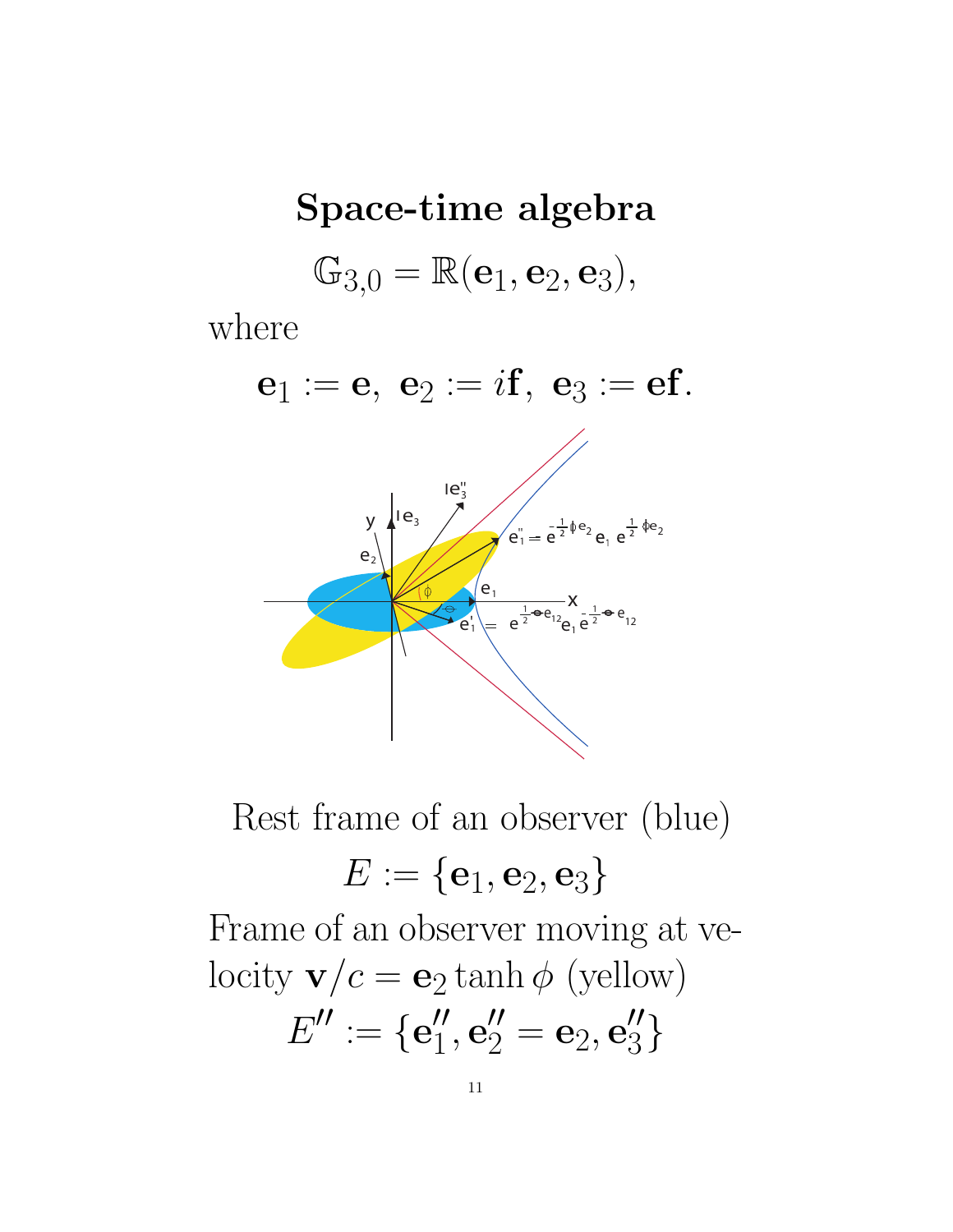# Space-time algebra

$$\mathbb{G}_{3,0} = \mathbb{R}(\mathbf{e}_1, \mathbf{e}_2, \mathbf{e}_3),$$

where

$$\mathbf{e}_1 := \mathbf{e},\ \mathbf{e}_2 := i\mathbf{f},\ \mathbf{e}_3 := \mathbf{e}\mathbf{f}.$$

Rest frame of an observer (blue)

$$E := \{\mathbf{e}_1, \mathbf{e}_2, \mathbf{e}_3\}$$

Frame of an observer moving at velocity $\mathbf{v}/c = \mathbf{e}_2 \tanh\phi$ (yellow)

$$E'' := \{\mathbf{e}_1'', \mathbf{e}_2'' = \mathbf{e}_2, \mathbf{e}_3''\}$$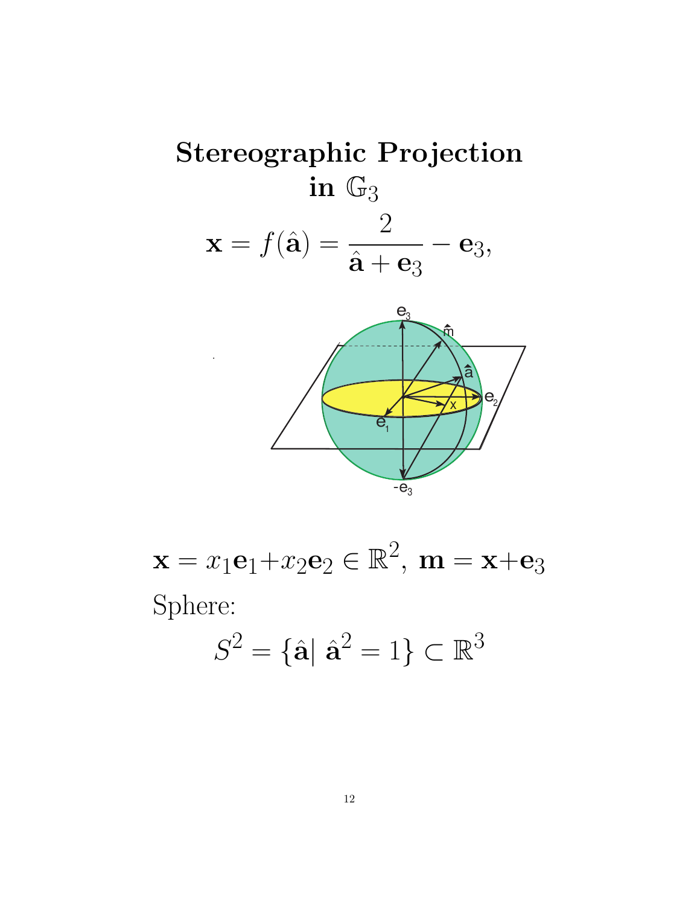# Stereographic Projection in $\mathbb{G}_3$

$$\mathbf{x} = f(\hat{\mathbf{a}}) = \frac{2}{\hat{\mathbf{a}} + \mathbf{e}_3} - \mathbf{e}_3,$$

$$\mathbf{x} = x_1\mathbf{e}_1 + x_2\mathbf{e}_2 \in \mathbb{R}^2, \; \mathbf{m} = \mathbf{x} + \mathbf{e}_3$$

Sphere:

$$S^2 = \{\hat{\mathbf{a}} | \; \hat{\mathbf{a}}^2 = 1\} \subset \mathbb{R}^3$$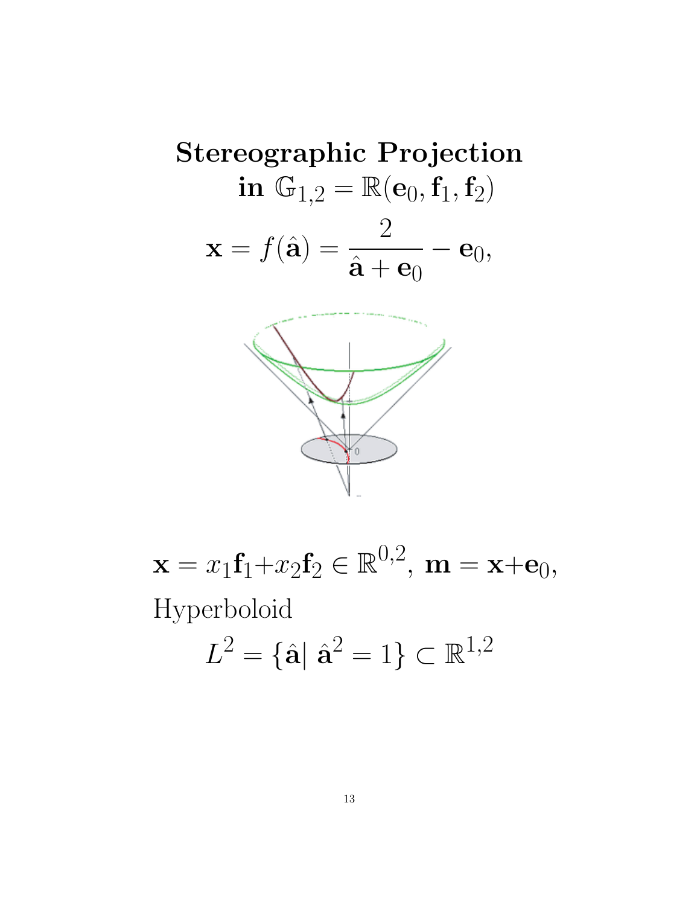# Stereographic Projection in $\mathbb{G}_{1,2} = \mathbb{R}(\mathbf{e}_0, \mathbf{f}_1, \mathbf{f}_2)$

$$\mathbf{x} = f(\hat{\mathbf{a}}) = \frac{2}{\hat{\mathbf{a}} + \mathbf{e}_0} - \mathbf{e}_0,$$

$\mathbf{x} = x_1\mathbf{f}_1 + x_2\mathbf{f}_2 \in \mathbb{R}^{0,2}$, $\mathbf{m} = \mathbf{x} + \mathbf{e}_0$,

Hyperboloid

$$L^2 = \{\hat{\mathbf{a}} | \; \hat{\mathbf{a}}^2 = 1\} \subset \mathbb{R}^{1,2}$$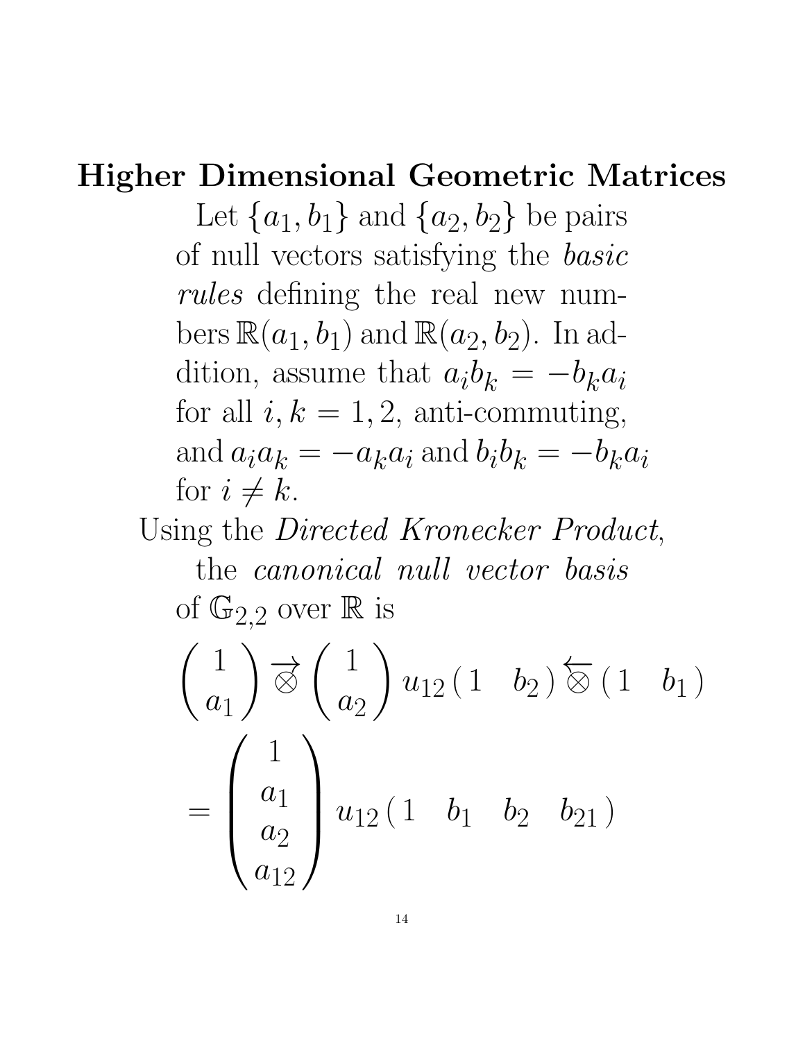# Higher Dimensional Geometric Matrices

Let $\{a_1, b_1\}$ and $\{a_2, b_2\}$ be pairs of null vectors satisfying the *basic rules* defining the real new numbers $\mathbb{R}(a_1, b_1)$ and $\mathbb{R}(a_2, b_2)$. In addition, assume that $a_i b_k = -b_k a_i$ for all $i, k = 1, 2$, anti-commuting, and $a_i a_k = -a_k a_i$ and $b_i b_k = -b_k a_i$ for $i \neq k$.

Using the *Directed Kronecker Product*, the *canonical null vector basis* of $\mathbb{G}_{2,2}$ over $\mathbb{R}$ is

$$\begin{pmatrix} 1 \\ a_1 \end{pmatrix} \overrightarrow{\otimes} \begin{pmatrix} 1 \\ a_2 \end{pmatrix} u_{12} \begin{pmatrix} 1 & b_2 \end{pmatrix} \overleftarrow{\otimes} \begin{pmatrix} 1 & b_1 \end{pmatrix}$$

$$= \begin{pmatrix} 1 \\ a_1 \\ a_2 \\ a_{12} \end{pmatrix} u_{12} \begin{pmatrix} 1 & b_1 & b_2 & b_{21} \end{pmatrix}$$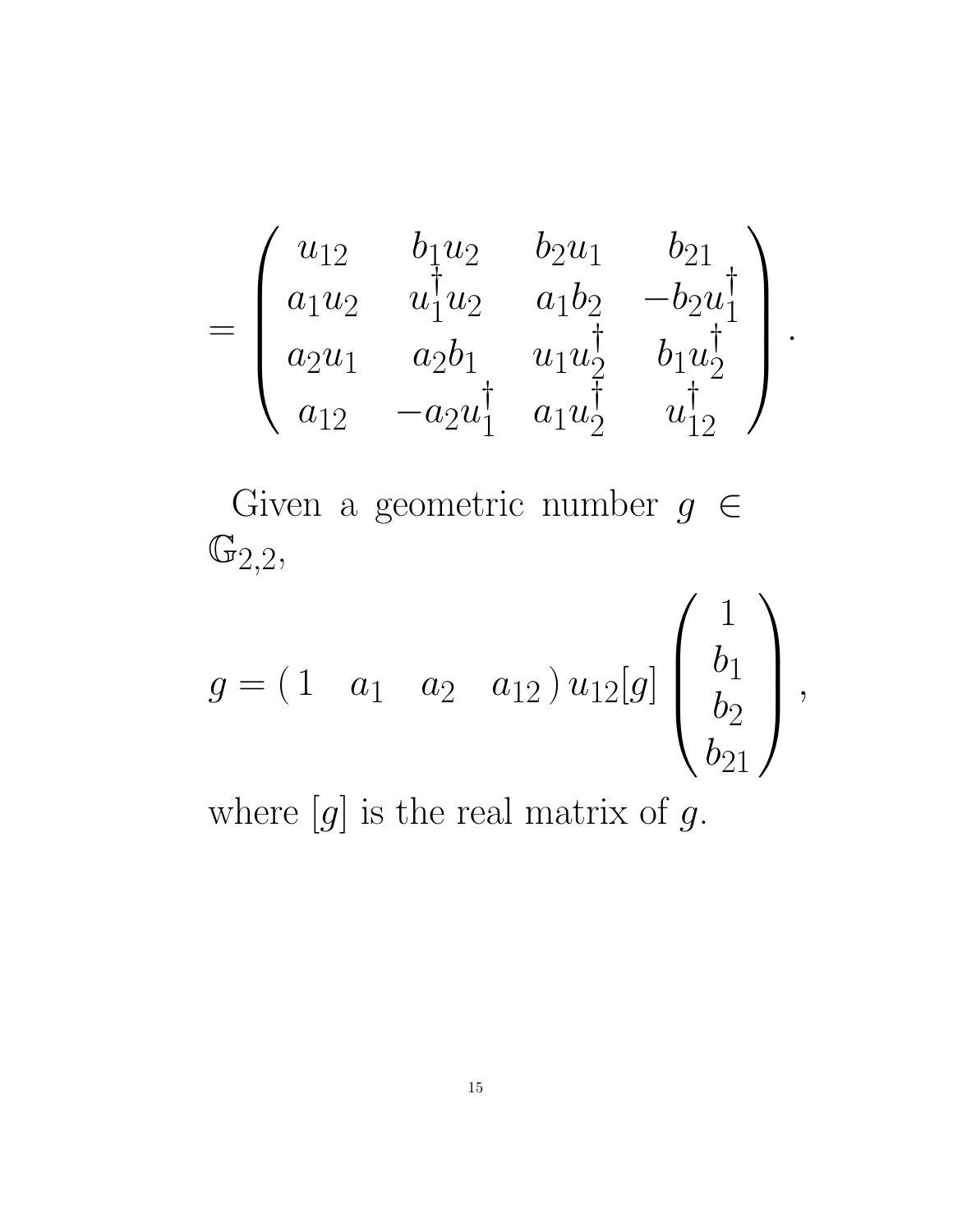$$= \begin{pmatrix} u_{12} & b_1 u_2 & b_2 u_1 & b_{21} \\ a_1 u_2 & u_1^\dagger u_2 & a_1 b_2 & -b_2 u_1^\dagger \\ a_2 u_1 & a_2 b_1 & u_1 u_2^\dagger & b_1 u_2^\dagger \\ a_{12} & -a_2 u_1^\dagger & a_1 u_2^\dagger & u_{12}^\dagger \end{pmatrix}.$$

Given a geometric number $g \in \mathbb{G}_{2,2}$,

$$g = \begin{pmatrix} 1 & a_1 & a_2 & a_{12} \end{pmatrix} u_{12}[g] \begin{pmatrix} 1 \\ b_1 \\ b_2 \\ b_{21} \end{pmatrix},$$

where $[g]$ is the real matrix of $g$.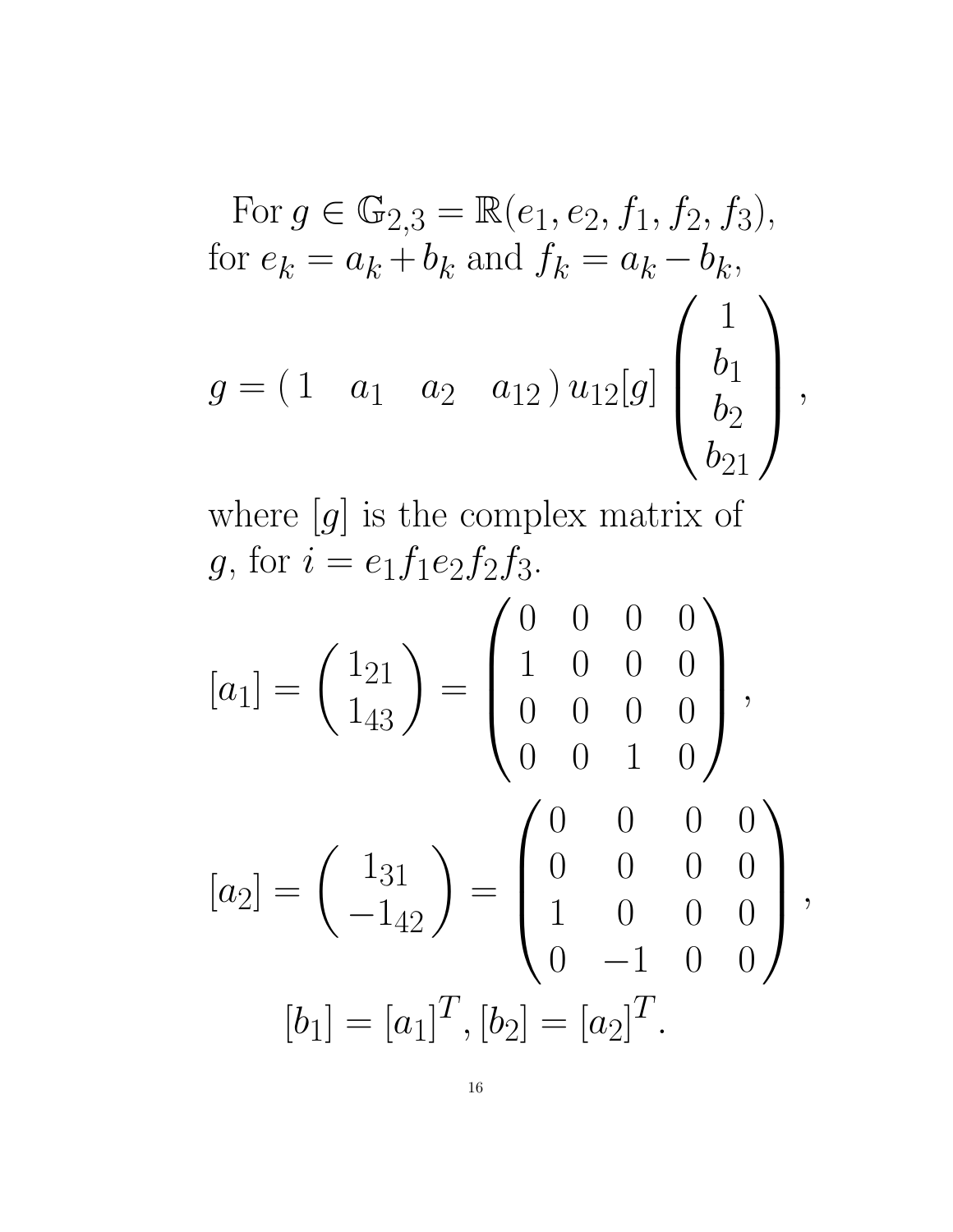For $g \in \mathbb{G}_{2,3} = \mathbb{R}(e_1, e_2, f_1, f_2, f_3)$, for $e_k = a_k + b_k$ and $f_k = a_k - b_k$,

$$g = \begin{pmatrix} 1 & a_1 & a_2 & a_{12} \end{pmatrix} u_{12}[g] \begin{pmatrix} 1 \\ b_1 \\ b_2 \\ b_{21} \end{pmatrix},$$

where $[g]$ is the complex matrix of $g$, for $i = e_1 f_1 e_2 f_2 f_3$.

$$[a_1] = \begin{pmatrix} 1_{21} \\ 1_{43} \end{pmatrix} = \begin{pmatrix} 0 & 0 & 0 & 0 \\ 1 & 0 & 0 & 0 \\ 0 & 0 & 0 & 0 \\ 0 & 0 & 1 & 0 \end{pmatrix},$$

$$[a_2] = \begin{pmatrix} 1_{31} \\ -1_{42} \end{pmatrix} = \begin{pmatrix} 0 & 0 & 0 & 0 \\ 0 & 0 & 0 & 0 \\ 1 & 0 & 0 & 0 \\ 0 & -1 & 0 & 0 \end{pmatrix},$$

$$[b_1] = [a_1]^T, [b_2] = [a_2]^T.$$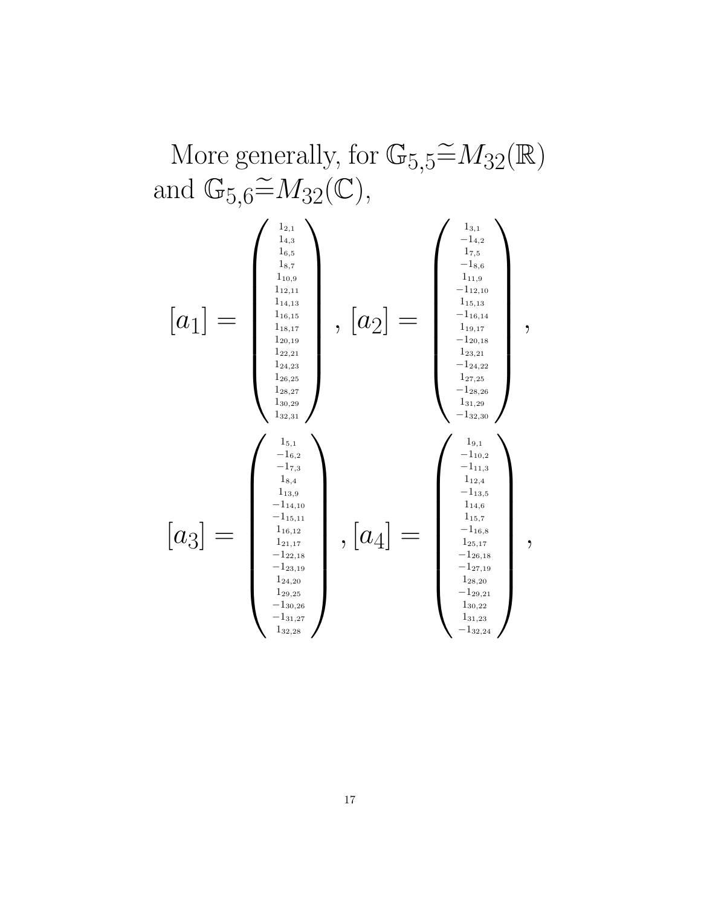More generally, for $\mathbb{G}_{5,5} \widetilde{=} M_{32}(\mathbb{R})$ and $\mathbb{G}_{5,6} \widetilde{=} M_{32}(\mathbb{C})$,

$$
[a_1] = \begin{pmatrix} 1_{2,1} \\ 1_{4,3} \\ 1_{6,5} \\ 1_{8,7} \\ 1_{10,9} \\ 1_{12,11} \\ 1_{14,13} \\ 1_{16,15} \\ 1_{18,17} \\ 1_{20,19} \\ 1_{22,21} \\ 1_{24,23} \\ 1_{26,25} \\ 1_{28,27} \\ 1_{30,29} \\ 1_{32,31} \end{pmatrix}, [a_2] = \begin{pmatrix} 1_{3,1} \\ -1_{4,2} \\ 1_{7,5} \\ -1_{8,6} \\ 1_{11,9} \\ -1_{12,10} \\ 1_{15,13} \\ -1_{16,14} \\ 1_{19,17} \\ -1_{20,18} \\ 1_{23,21} \\ -1_{24,22} \\ 1_{27,25} \\ -1_{28,26} \\ 1_{31,29} \\ -1_{32,30} \end{pmatrix},
$$

$$
[a_3] = \begin{pmatrix} 1_{5,1} \\ -1_{6,2} \\ -1_{7,3} \\ 1_{8,4} \\ 1_{13,9} \\ -1_{14,10} \\ -1_{15,11} \\ 1_{16,12} \\ 1_{21,17} \\ -1_{22,18} \\ -1_{23,19} \\ 1_{24,20} \\ 1_{29,25} \\ -1_{30,26} \\ -1_{31,27} \\ 1_{32,28} \end{pmatrix}, [a_4] = \begin{pmatrix} 1_{9,1} \\ -1_{10,2} \\ -1_{11,3} \\ 1_{12,4} \\ -1_{13,5} \\ 1_{14,6} \\ 1_{15,7} \\ -1_{16,8} \\ 1_{25,17} \\ -1_{26,18} \\ -1_{27,19} \\ 1_{28,20} \\ -1_{29,21} \\ 1_{30,22} \\ 1_{31,23} \\ -1_{32,24} \end{pmatrix},
$$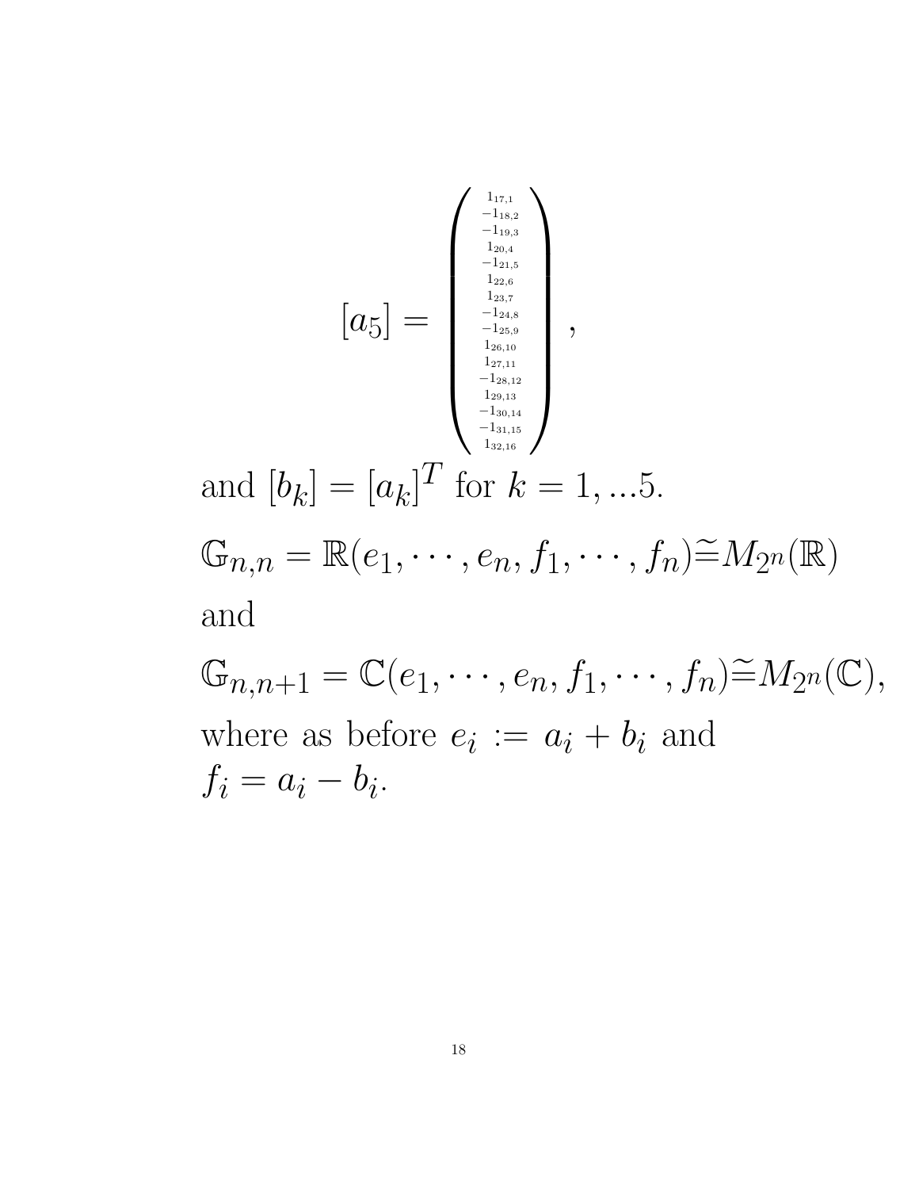$$[a_5] = \begin{pmatrix} 1_{17,1} \\ -1_{18,2} \\ -1_{19,3} \\ 1_{20,4} \\ -1_{21,5} \\ 1_{22,6} \\ 1_{23,7} \\ -1_{24,8} \\ -1_{25,9} \\ 1_{26,10} \\ 1_{27,11} \\ -1_{28,12} \\ 1_{29,13} \\ -1_{30,14} \\ -1_{31,15} \\ 1_{32,16} \end{pmatrix},$$

and $[b_k] = [a_k]^T$ for $k = 1, ...5$.

$\mathbb{G}_{n,n} = \mathbb{R}(e_1, \cdots, e_n, f_1, \cdots, f_n) \widetilde{=} M_{2^n}(\mathbb{R})$

and

$\mathbb{G}_{n,n+1} = \mathbb{C}(e_1, \cdots, e_n, f_1, \cdots, f_n) \widetilde{=} M_{2^n}(\mathbb{C})$,

where as before $e_i := a_i + b_i$ and $f_i = a_i - b_i$.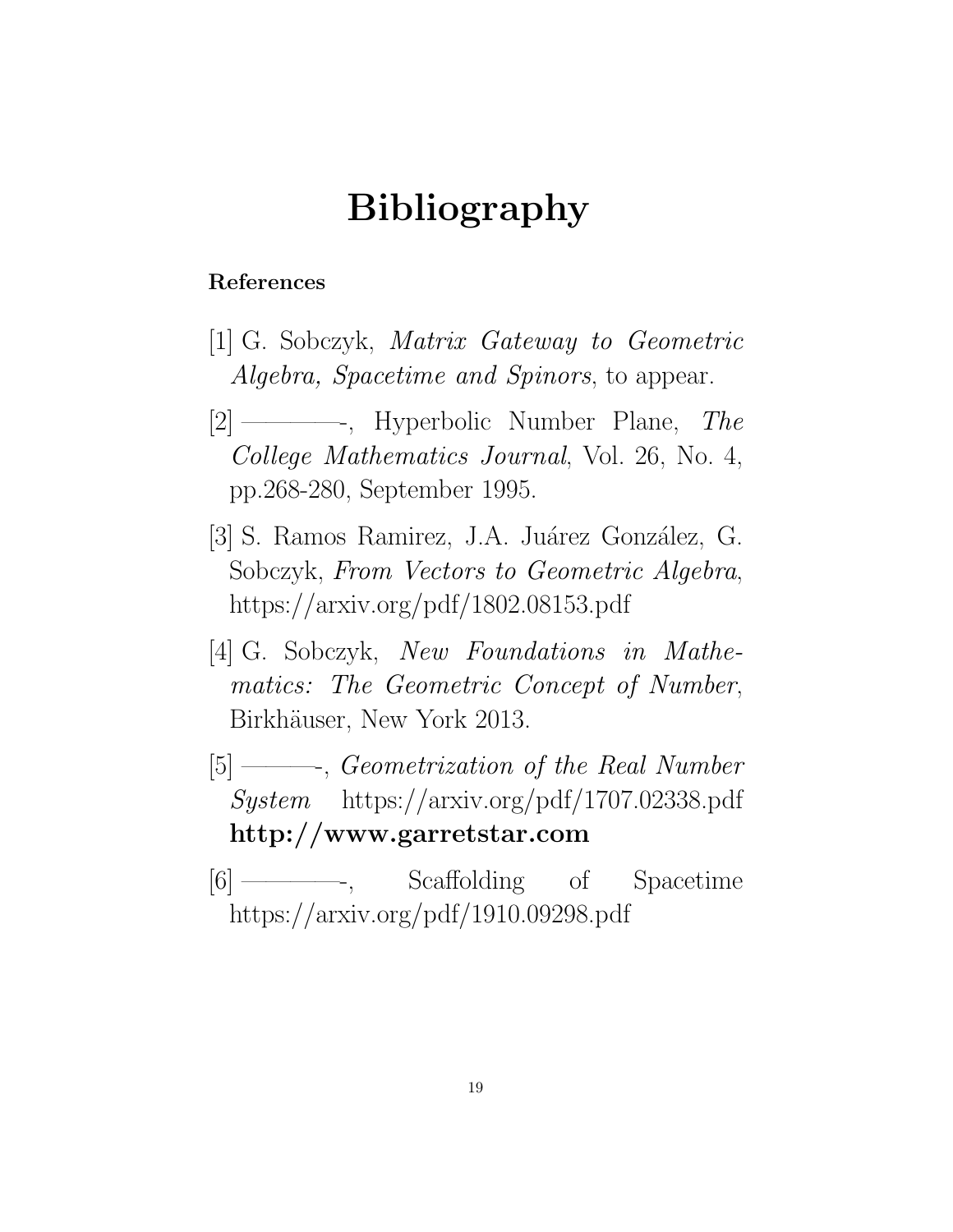# Bibliography

### References

[1] G. Sobczyk, *Matrix Gateway to Geometric Algebra, Spacetime and Spinors*, to appear.

[2] ————-, Hyperbolic Number Plane, *The College Mathematics Journal*, Vol. 26, No. 4, pp.268-280, September 1995.

[3] S. Ramos Ramirez, J.A. Juárez González, G. Sobczyk, *From Vectors to Geometric Algebra*, https://arxiv.org/pdf/1802.08153.pdf

[4] G. Sobczyk, *New Foundations in Mathematics: The Geometric Concept of Number*, Birkhäuser, New York 2013.

[5] ———-, *Geometrization of the Real Number System* https://arxiv.org/pdf/1707.02338.pdf **http://www.garretstar.com**

[6] ————-, Scaffolding of Spacetime https://arxiv.org/pdf/1910.09298.pdf